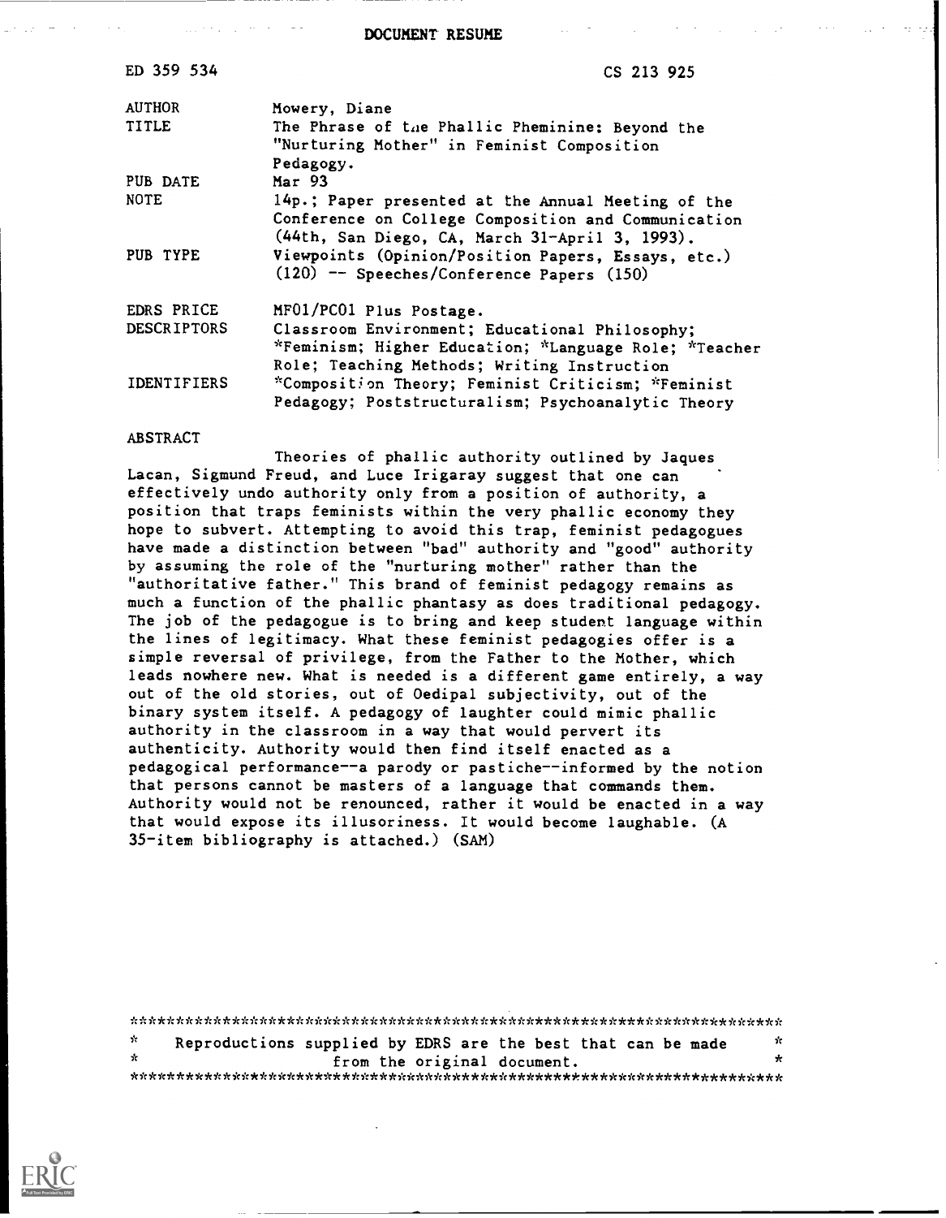DOCUMENT RESUME

| | |
|---|---|
| ED 359 534 | CS 213 925 |
| AUTHOR | Mowery, Diane |
| TITLE | The Phrase of the Phallic Pheminine: Beyond the "Nurturing Mother" in Feminist Composition Pedagogy. |
| PUB DATE | Mar 93 |
| NOTE | 14p.; Paper presented at the Annual Meeting of the Conference on College Composition and Communication (44th, San Diego, CA, March 31-April 3, 1993). |
| PUB TYPE | Viewpoints (Opinion/Position Papers, Essays, etc.) (120) -- Speeches/Conference Papers (150) |
| EDRS PRICE | MF01/PC01 Plus Postage. |
| DESCRIPTORS | Classroom Environment; Educational Philosophy; *Feminism; Higher Education; *Language Role; *Teacher Role; Teaching Methods; Writing Instruction |
| IDENTIFIERS | *Composition Theory; Feminist Criticism; *Feminist Pedagogy; Poststructuralism; Psychoanalytic Theory |

ABSTRACT

Theories of phallic authority outlined by Jaques Lacan, Sigmund Freud, and Luce Irigaray suggest that one can effectively undo authority only from a position of authority, a position that traps feminists within the very phallic economy they hope to subvert. Attempting to avoid this trap, feminist pedagogues have made a distinction between "bad" authority and "good" authority by assuming the role of the "nurturing mother" rather than the "authoritative father." This brand of feminist pedagogy remains as much a function of the phallic phantasy as does traditional pedagogy. The job of the pedagogue is to bring and keep student language within the lines of legitimacy. What these feminist pedagogies offer is a simple reversal of privilege, from the Father to the Mother, which leads nowhere new. What is needed is a different game entirely, a way out of the old stories, out of Oedipal subjectivity, out of the binary system itself. A pedagogy of laughter could mimic phallic authority in the classroom in a way that would pervert its authenticity. Authority would then find itself enacted as a pedagogical performance--a parody or pastiche--informed by the notion that persons cannot be masters of a language that commands them. Authority would not be renounced, rather it would be enacted in a way that would expose its illusoriness. It would become laughable. (A 35-item bibliography is attached.) (SAM)

***********************************************************************

\* Reproductions supplied by EDRS are the best that can be made \*
\* from the original document. \*

***********************************************************************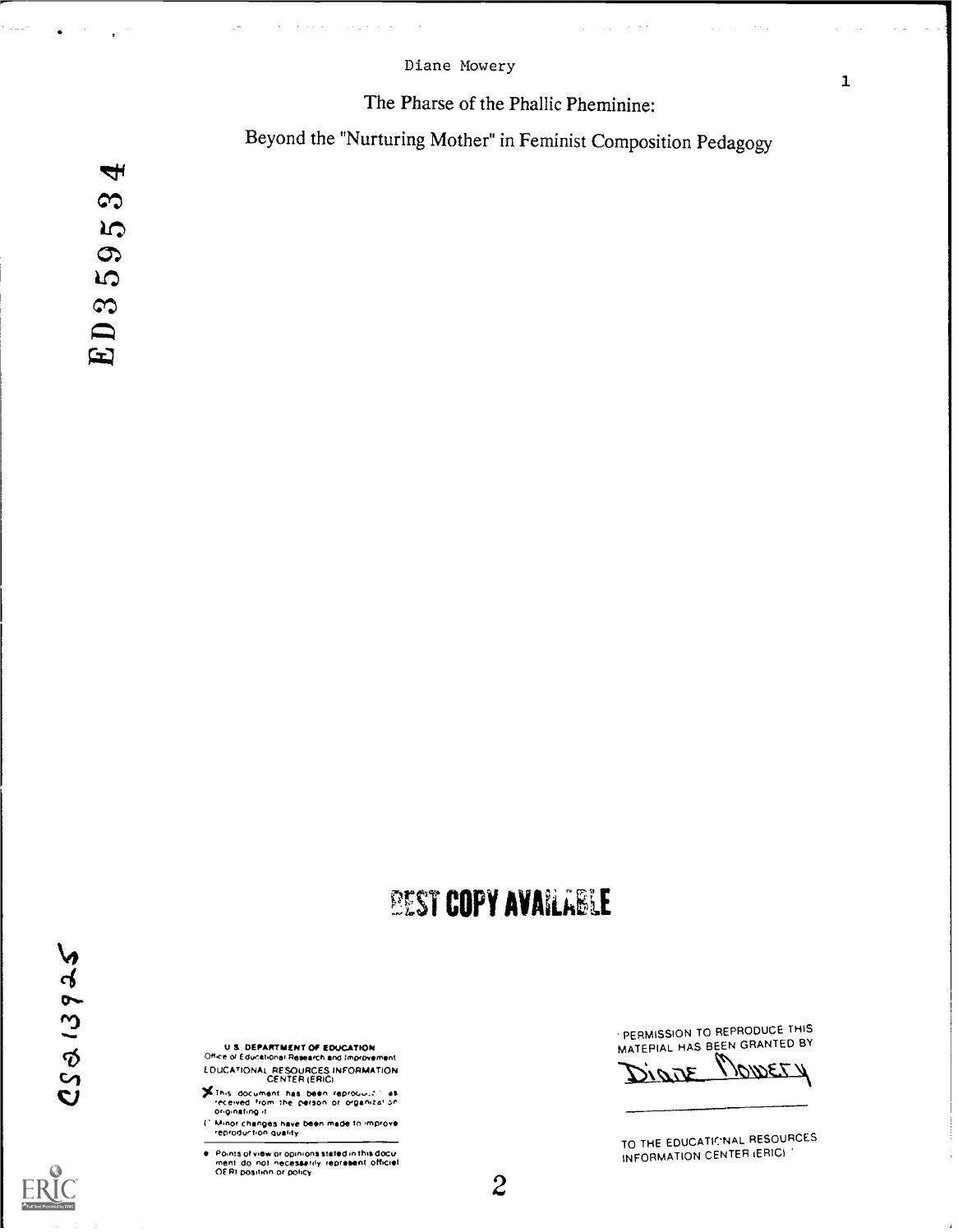Diane Mowery

# The Pharse of the Phallic Pheminine:

## Beyond the "Nurturing Mother" in Feminist Composition Pedagogy

ED359534

BEST COPY AVAILABLE

CS213925

U.S. DEPARTMENT OF EDUCATION
Office of Educational Research and Improvement
EDUCATIONAL RESOURCES INFORMATION CENTER (ERIC)

- This document has been reproduced as received from the person or organization originating it.
- Minor changes have been made to improve reproduction quality.
- Points of view or opinions stated in this document do not necessarily represent official OERI position or policy

PERMISSION TO REPRODUCE THIS MATERIAL HAS BEEN GRANTED BY

Diane Mowery

TO THE EDUCATIONAL RESOURCES INFORMATION CENTER (ERIC)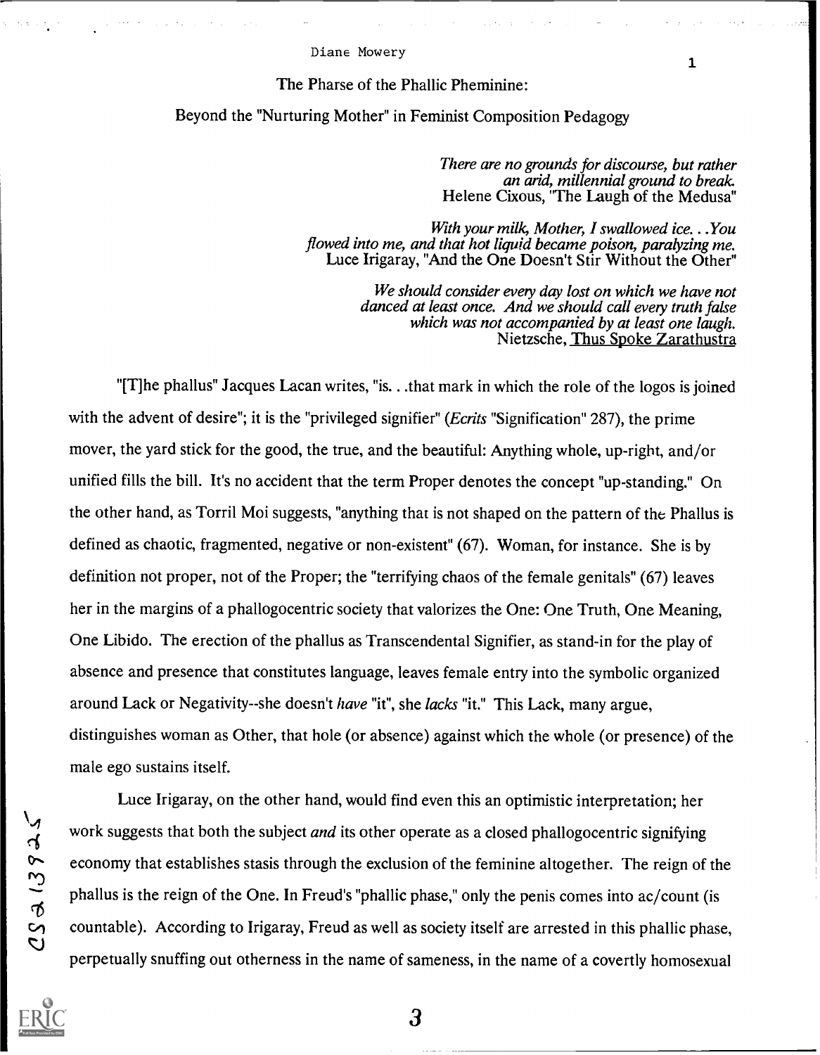Diane Mowery

# The Pharse of the Phallic Pheminine:

## Beyond the "Nurturing Mother" in Feminist Composition Pedagogy

> *There are no grounds for discourse, but rather an arid, millennial ground to break.*
> Helene Cixous, "The Laugh of the Medusa"

> *With your milk, Mother, I swallowed ice. . .You flowed into me, and that hot liquid became poison, paralyzing me.*
> Luce Irigaray, "And the One Doesn't Stir Without the Other"

> *We should consider every day lost on which we have not danced at least once. And we should call every truth false which was not accompanied by at least one laugh.*
> Nietzsche, Thus Spoke Zarathustra

"[T]he phallus" Jacques Lacan writes, "is. . .that mark in which the role of the logos is joined with the advent of desire"; it is the "privileged signifier" (*Ecrits* "Signification" 287), the prime mover, the yard stick for the good, the true, and the beautiful: Anything whole, up-right, and/or unified fills the bill. It's no accident that the term Proper denotes the concept "up-standing." On the other hand, as Torril Moi suggests, "anything that is not shaped on the pattern of the Phallus is defined as chaotic, fragmented, negative or non-existent" (67). Woman, for instance. She is by definition not proper, not of the Proper; the "terrifying chaos of the female genitals" (67) leaves her in the margins of a phallogocentric society that valorizes the One: One Truth, One Meaning, One Libido. The erection of the phallus as Transcendental Signifier, as stand-in for the play of absence and presence that constitutes language, leaves female entry into the symbolic organized around Lack or Negativity--she doesn't *have* "it", she *lacks* "it." This Lack, many argue, distinguishes woman as Other, that hole (or absence) against which the whole (or presence) of the male ego sustains itself.

Luce Irigaray, on the other hand, would find even this an optimistic interpretation; her work suggests that both the subject *and* its other operate as a closed phallogocentric signifying economy that establishes stasis through the exclusion of the feminine altogether. The reign of the phallus is the reign of the One. In Freud's "phallic phase," only the penis comes into ac/count (is countable). According to Irigaray, Freud as well as society itself are arrested in this phallic phase, perpetually snuffing out otherness in the name of sameness, in the name of a covertly homosexual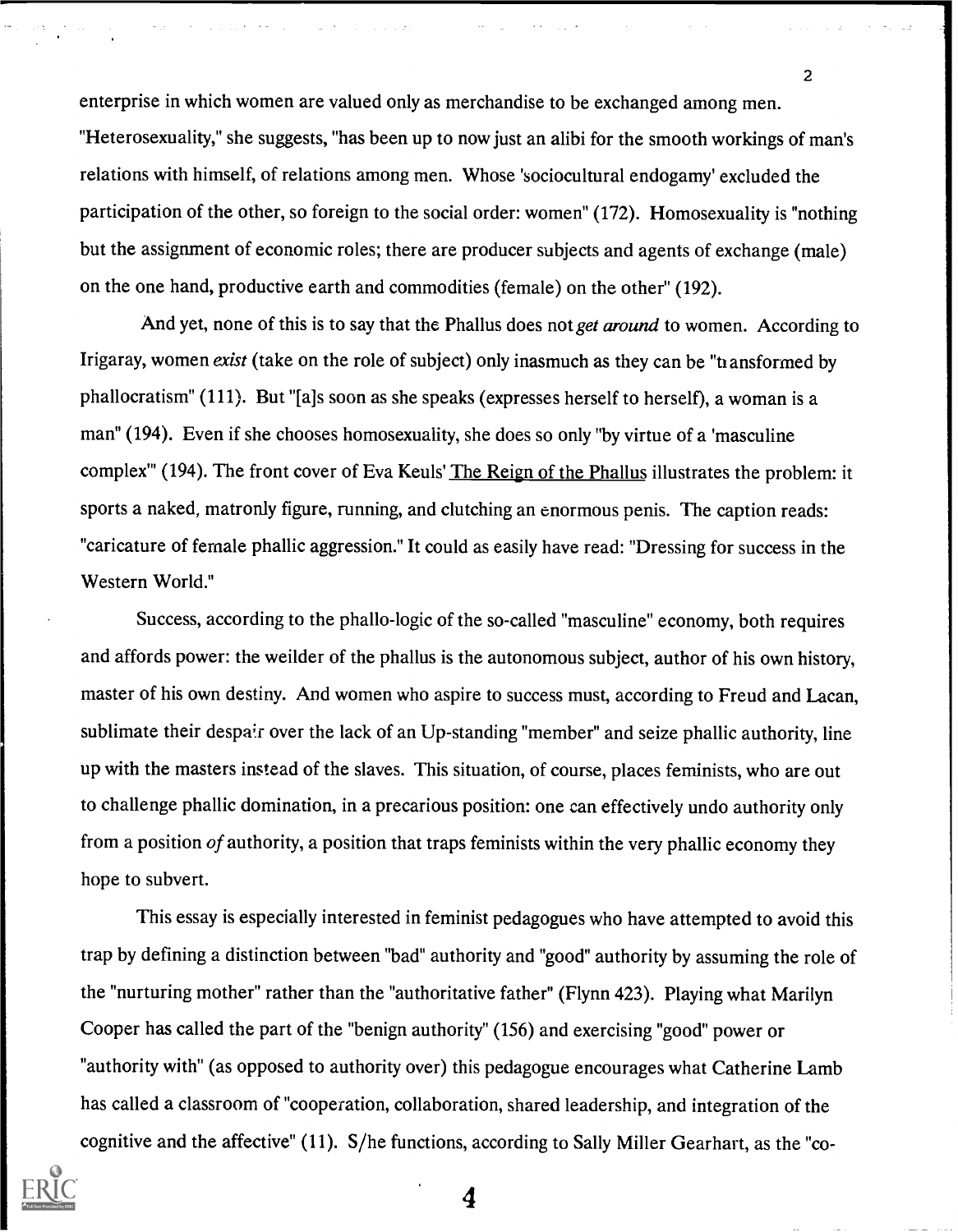enterprise in which women are valued only as merchandise to be exchanged among men. "Heterosexuality," she suggests, "has been up to now just an alibi for the smooth workings of man's relations with himself, of relations among men. Whose 'sociocultural endogamy' excluded the participation of the other, so foreign to the social order: women" (172). Homosexuality is "nothing but the assignment of economic roles; there are producer subjects and agents of exchange (male) on the one hand, productive earth and commodities (female) on the other" (192).

And yet, none of this is to say that the Phallus does not *get around* to women. According to Irigaray, women *exist* (take on the role of subject) only inasmuch as they can be "transformed by phallocratism" (111). But "[a]s soon as she speaks (expresses herself to herself), a woman is a man" (194). Even if she chooses homosexuality, she does so only "by virtue of a 'masculine complex'" (194). The front cover of Eva Keuls' The Reign of the Phallus illustrates the problem: it sports a naked, matronly figure, running, and clutching an enormous penis. The caption reads: "caricature of female phallic aggression." It could as easily have read: "Dressing for success in the Western World."

Success, according to the phallo-logic of the so-called "masculine" economy, both requires and affords power: the weilder of the phallus is the autonomous subject, author of his own history, master of his own destiny. And women who aspire to success must, according to Freud and Lacan, sublimate their despair over the lack of an Up-standing "member" and seize phallic authority, line up with the masters instead of the slaves. This situation, of course, places feminists, who are out to challenge phallic domination, in a precarious position: one can effectively undo authority only from a position *of* authority, a position that traps feminists within the very phallic economy they hope to subvert.

This essay is especially interested in feminist pedagogues who have attempted to avoid this trap by defining a distinction between "bad" authority and "good" authority by assuming the role of the "nurturing mother" rather than the "authoritative father" (Flynn 423). Playing what Marilyn Cooper has called the part of the "benign authority" (156) and exercising "good" power or "authority with" (as opposed to authority over) this pedagogue encourages what Catherine Lamb has called a classroom of "cooperation, collaboration, shared leadership, and integration of the cognitive and the affective" (11). S/he functions, according to Sally Miller Gearhart, as the "co-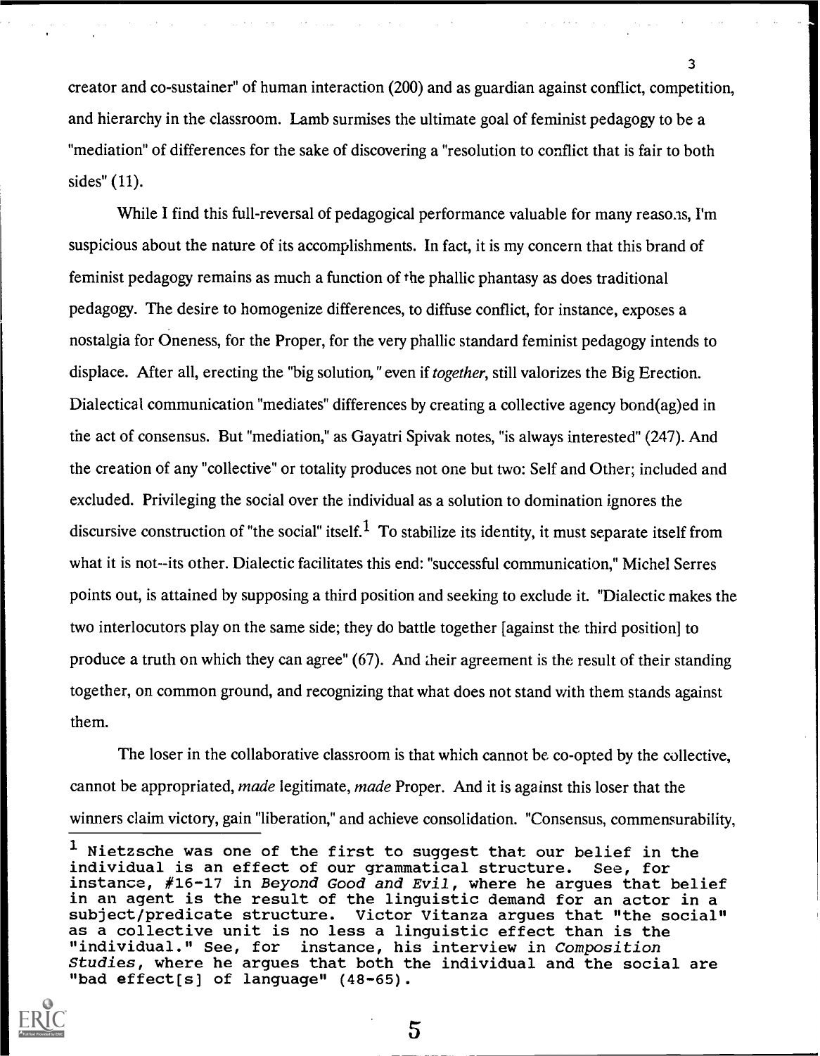creator and co-sustainer" of human interaction (200) and as guardian against conflict, competition, and hierarchy in the classroom. Lamb surmises the ultimate goal of feminist pedagogy to be a "mediation" of differences for the sake of discovering a "resolution to conflict that is fair to both sides" (11).

While I find this full-reversal of pedagogical performance valuable for many reasons, I'm suspicious about the nature of its accomplishments. In fact, it is my concern that this brand of feminist pedagogy remains as much a function of the phallic phantasy as does traditional pedagogy. The desire to homogenize differences, to diffuse conflict, for instance, exposes a nostalgia for Oneness, for the Proper, for the very phallic standard feminist pedagogy intends to displace. After all, erecting the "big solution," even if *together*, still valorizes the Big Erection. Dialectical communication "mediates" differences by creating a collective agency bond(ag)ed in the act of consensus. But "mediation," as Gayatri Spivak notes, "is always interested" (247). And the creation of any "collective" or totality produces not one but two: Self and Other; included and excluded. Privileging the social over the individual as a solution to domination ignores the discursive construction of "the social" itself.[1] To stabilize its identity, it must separate itself from what it is not--its other. Dialectic facilitates this end: "successful communication," Michel Serres points out, is attained by supposing a third position and seeking to exclude it. "Dialectic makes the two interlocutors play on the same side; they do battle together [against the third position] to produce a truth on which they can agree" (67). And their agreement is the result of their standing together, on common ground, and recognizing that what does not stand with them stands against them.

The loser in the collaborative classroom is that which cannot be co-opted by the collective, cannot be appropriated, *made* legitimate, *made* Proper. And it is against this loser that the winners claim victory, gain "liberation," and achieve consolidation. "Consensus, commensurability,

[1] Nietzsche was one of the first to suggest that our belief in the individual is an effect of our grammatical structure. See, for instance, #16-17 in *Beyond Good and Evil*, where he argues that belief in an agent is the result of the linguistic demand for an actor in a subject/predicate structure. Victor Vitanza argues that "the social" as a collective unit is no less a linguistic effect than is the "individual." See, for instance, his interview in *Composition Studies*, where he argues that both the individual and the social are "bad effect[s] of language" (48-65).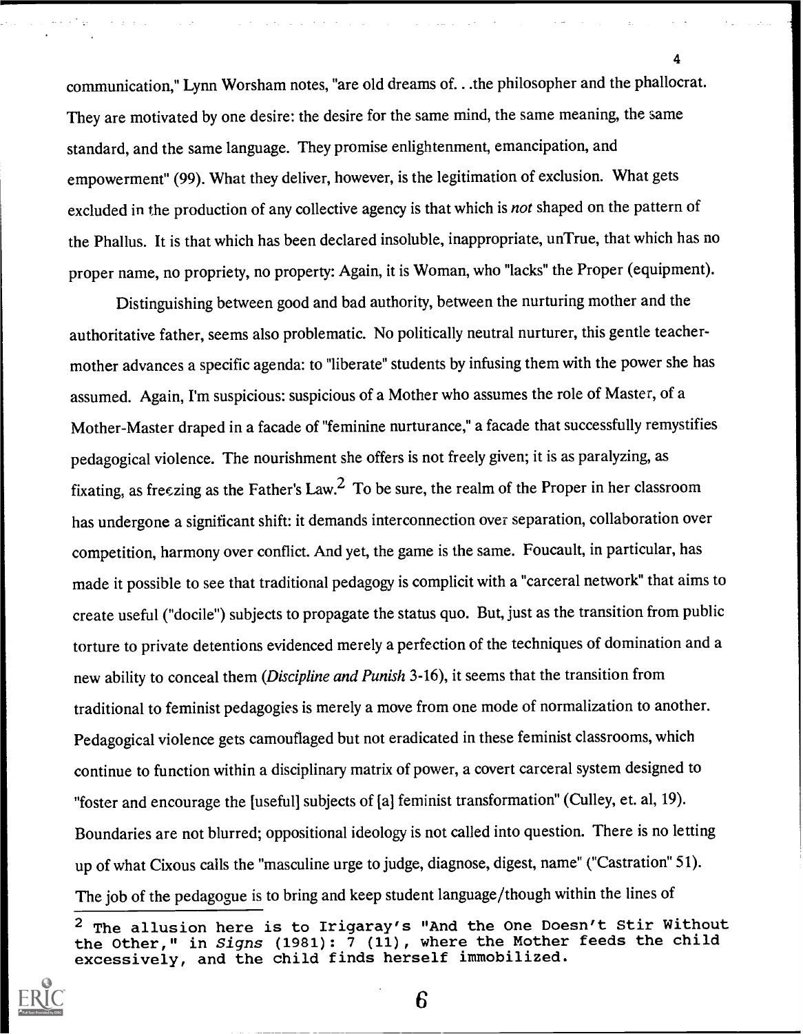communication," Lynn Worsham notes, "are old dreams of. . .the philosopher and the phallocrat. They are motivated by one desire: the desire for the same mind, the same meaning, the same standard, and the same language. They promise enlightenment, emancipation, and empowerment" (99). What they deliver, however, is the legitimation of exclusion. What gets excluded in the production of any collective agency is that which is *not* shaped on the pattern of the Phallus. It is that which has been declared insoluble, inappropriate, unTrue, that which has no proper name, no propriety, no property: Again, it is Woman, who "lacks" the Proper (equipment).

Distinguishing between good and bad authority, between the nurturing mother and the authoritative father, seems also problematic. No politically neutral nurturer, this gentle teacher-mother advances a specific agenda: to "liberate" students by infusing them with the power she has assumed. Again, I'm suspicious: suspicious of a Mother who assumes the role of Master, of a Mother-Master draped in a facade of "feminine nurturance," a facade that successfully remystifies pedagogical violence. The nourishment she offers is not freely given; it is as paralyzing, as fixating, as freezing as the Father's Law.[2] To be sure, the realm of the Proper in her classroom has undergone a significant shift: it demands interconnection over separation, collaboration over competition, harmony over conflict. And yet, the game is the same. Foucault, in particular, has made it possible to see that traditional pedagogy is complicit with a "carceral network" that aims to create useful ("docile") subjects to propagate the status quo. But, just as the transition from public torture to private detentions evidenced merely a perfection of the techniques of domination and a new ability to conceal them (*Discipline and Punish* 3-16), it seems that the transition from traditional to feminist pedagogies is merely a move from one mode of normalization to another. Pedagogical violence gets camouflaged but not eradicated in these feminist classrooms, which continue to function within a disciplinary matrix of power, a covert carceral system designed to "foster and encourage the [useful] subjects of [a] feminist transformation" (Culley, et. al, 19). Boundaries are not blurred; oppositional ideology is not called into question. There is no letting up of what Cixous calls the "masculine urge to judge, diagnose, digest, name" ("Castration" 51). The job of the pedagogue is to bring and keep student language/though within the lines of

[2] The allusion here is to Irigaray's "And the One Doesn't Stir Without the Other," in *Signs* (1981): 7 (11), where the Mother feeds the child excessively, and the child finds herself immobilized.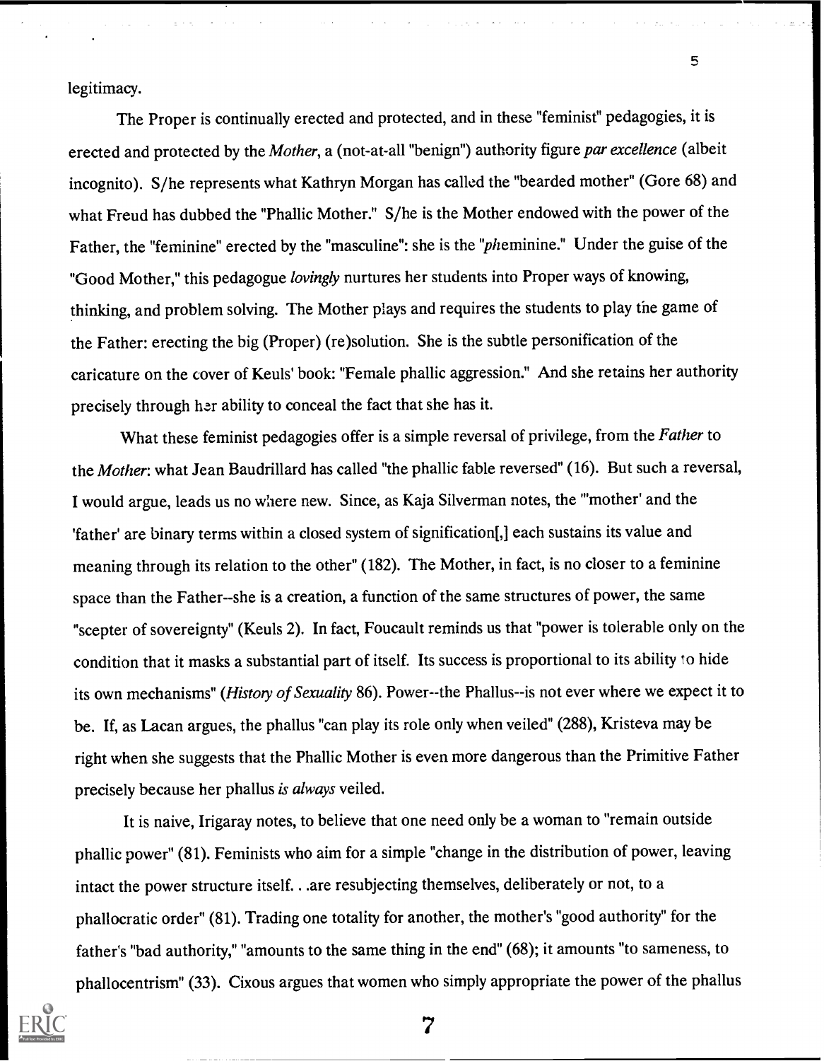legitimacy.

The Proper is continually erected and protected, and in these "feminist" pedagogies, it is erected and protected by the *Mother*, a (not-at-all "benign") authority figure *par excellence* (albeit incognito). S/he represents what Kathryn Morgan has called the "bearded mother" (Gore 68) and what Freud has dubbed the "Phallic Mother." S/he is the Mother endowed with the power of the Father, the "feminine" erected by the "masculine": she is the "*ph*eminine." Under the guise of the "Good Mother," this pedagogue *lovingly* nurtures her students into Proper ways of knowing, thinking, and problem solving. The Mother plays and requires the students to play the game of the Father: erecting the big (Proper) (re)solution. She is the subtle personification of the caricature on the cover of Keuls' book: "Female phallic aggression." And she retains her authority precisely through her ability to conceal the fact that she has it.

What these feminist pedagogies offer is a simple reversal of privilege, from the *Father* to the *Mother*: what Jean Baudrillard has called "the phallic fable reversed" (16). But such a reversal, I would argue, leads us no where new. Since, as Kaja Silverman notes, the "'mother' and the 'father' are binary terms within a closed system of signification[,] each sustains its value and meaning through its relation to the other" (182). The Mother, in fact, is no closer to a feminine space than the Father--she is a creation, a function of the same structures of power, the same "scepter of sovereignty" (Keuls 2). In fact, Foucault reminds us that "power is tolerable only on the condition that it masks a substantial part of itself. Its success is proportional to its ability to hide its own mechanisms" (*History of Sexuality* 86). Power--the Phallus--is not ever where we expect it to be. If, as Lacan argues, the phallus "can play its role only when veiled" (288), Kristeva may be right when she suggests that the Phallic Mother is even more dangerous than the Primitive Father precisely because her phallus *is always* veiled.

It is naive, Irigaray notes, to believe that one need only be a woman to "remain outside phallic power" (81). Feminists who aim for a simple "change in the distribution of power, leaving intact the power structure itself. . .are resubjecting themselves, deliberately or not, to a phallocratic order" (81). Trading one totality for another, the mother's "good authority" for the father's "bad authority," "amounts to the same thing in the end" (68); it amounts "to sameness, to phallocentrism" (33). Cixous argues that women who simply appropriate the power of the phallus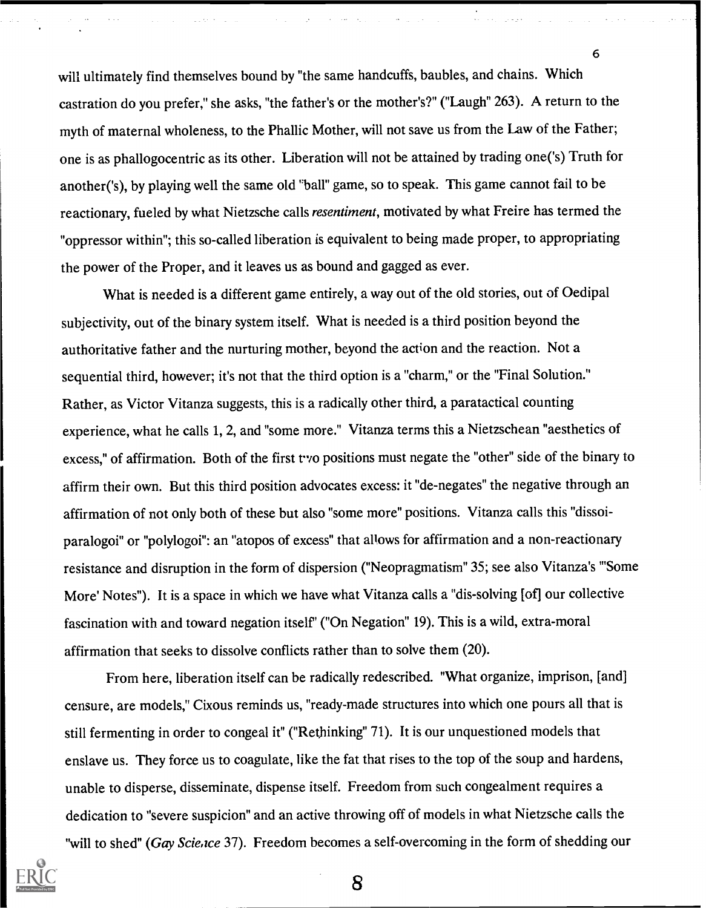will ultimately find themselves bound by "the same handcuffs, baubles, and chains. Which castration do you prefer," she asks, "the father's or the mother's?" ("Laugh" 263). A return to the myth of maternal wholeness, to the Phallic Mother, will not save us from the Law of the Father; one is as phallogocentric as its other. Liberation will not be attained by trading one('s) Truth for another('s), by playing well the same old "ball" game, so to speak. This game cannot fail to be reactionary, fueled by what Nietzsche calls *resentiment*, motivated by what Freire has termed the "oppressor within"; this so-called liberation is equivalent to being made proper, to appropriating the power of the Proper, and it leaves us as bound and gagged as ever.

What is needed is a different game entirely, a way out of the old stories, out of Oedipal subjectivity, out of the binary system itself. What is needed is a third position beyond the authoritative father and the nurturing mother, beyond the action and the reaction. Not a sequential third, however; it's not that the third option is a "charm," or the "Final Solution." Rather, as Victor Vitanza suggests, this is a radically other third, a paratactical counting experience, what he calls 1, 2, and "some more." Vitanza terms this a Nietzschean "aesthetics of excess," of affirmation. Both of the first two positions must negate the "other" side of the binary to affirm their own. But this third position advocates excess: it "de-negates" the negative through an affirmation of not only both of these but also "some more" positions. Vitanza calls this "dissoi-paralogoi" or "polylogoi": an "atopos of excess" that allows for affirmation and a non-reactionary resistance and disruption in the form of dispersion ("Neopragmatism" 35; see also Vitanza's "'Some More' Notes"). It is a space in which we have what Vitanza calls a "dis-solving [of] our collective fascination with and toward negation itself" ("On Negation" 19). This is a wild, extra-moral affirmation that seeks to dissolve conflicts rather than to solve them (20).

From here, liberation itself can be radically redescribed. "What organize, imprison, [and] censure, are models," Cixous reminds us, "ready-made structures into which one pours all that is still fermenting in order to congeal it" ("Rethinking" 71). It is our unquestioned models that enslave us. They force us to coagulate, like the fat that rises to the top of the soup and hardens, unable to disperse, disseminate, dispense itself. Freedom from such congealment requires a dedication to "severe suspicion" and an active throwing off of models in what Nietzsche calls the "will to shed" (*Gay Science* 37). Freedom becomes a self-overcoming in the form of shedding our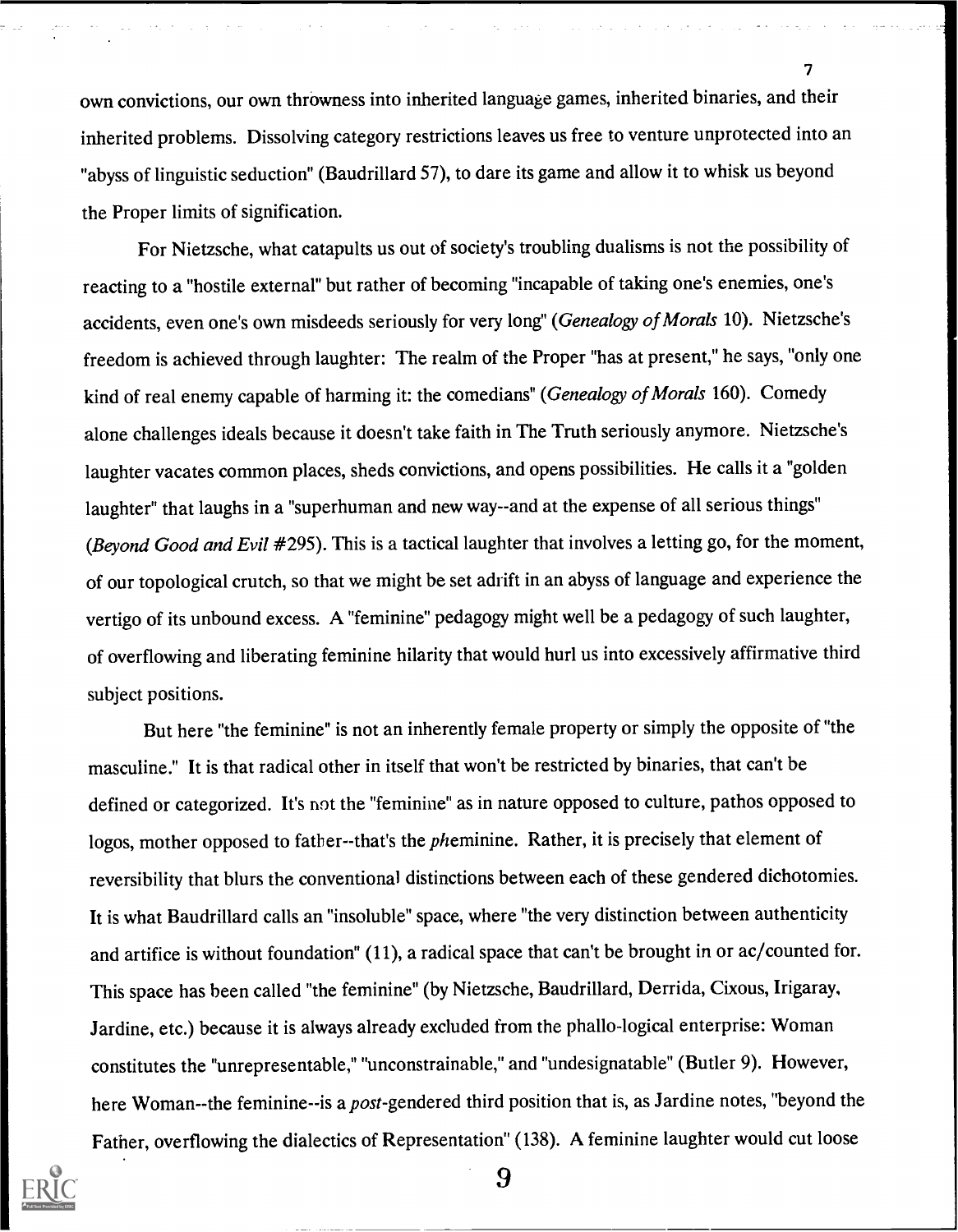own convictions, our own throwness into inherited language games, inherited binaries, and their inherited problems. Dissolving category restrictions leaves us free to venture unprotected into an "abyss of linguistic seduction" (Baudrillard 57), to dare its game and allow it to whisk us beyond the Proper limits of signification.

For Nietzsche, what catapults us out of society's troubling dualisms is not the possibility of reacting to a "hostile external" but rather of becoming "incapable of taking one's enemies, one's accidents, even one's own misdeeds seriously for very long" (*Genealogy of Morals* 10). Nietzsche's freedom is achieved through laughter: The realm of the Proper "has at present," he says, "only one kind of real enemy capable of harming it: the comedians" (*Genealogy of Morals* 160). Comedy alone challenges ideals because it doesn't take faith in The Truth seriously anymore. Nietzsche's laughter vacates common places, sheds convictions, and opens possibilities. He calls it a "golden laughter" that laughs in a "superhuman and new way--and at the expense of all serious things" (*Beyond Good and Evil* #295). This is a tactical laughter that involves a letting go, for the moment, of our topological crutch, so that we might be set adrift in an abyss of language and experience the vertigo of its unbound excess. A "feminine" pedagogy might well be a pedagogy of such laughter, of overflowing and liberating feminine hilarity that would hurl us into excessively affirmative third subject positions.

But here "the feminine" is not an inherently female property or simply the opposite of "the masculine." It is that radical other in itself that won't be restricted by binaries, that can't be defined or categorized. It's not the "feminine" as in nature opposed to culture, pathos opposed to logos, mother opposed to father--that's the *ph*eminine. Rather, it is precisely that element of reversibility that blurs the conventional distinctions between each of these gendered dichotomies. It is what Baudrillard calls an "insoluble" space, where "the very distinction between authenticity and artifice is without foundation" (11), a radical space that can't be brought in or ac/counted for. This space has been called "the feminine" (by Nietzsche, Baudrillard, Derrida, Cixous, Irigaray, Jardine, etc.) because it is always already excluded from the phallo-logical enterprise: Woman constitutes the "unrepresentable," "unconstrainable," and "undesignatable" (Butler 9). However, here Woman--the feminine--is a *post*-gendered third position that is, as Jardine notes, "beyond the Father, overflowing the dialectics of Representation" (138). A feminine laughter would cut loose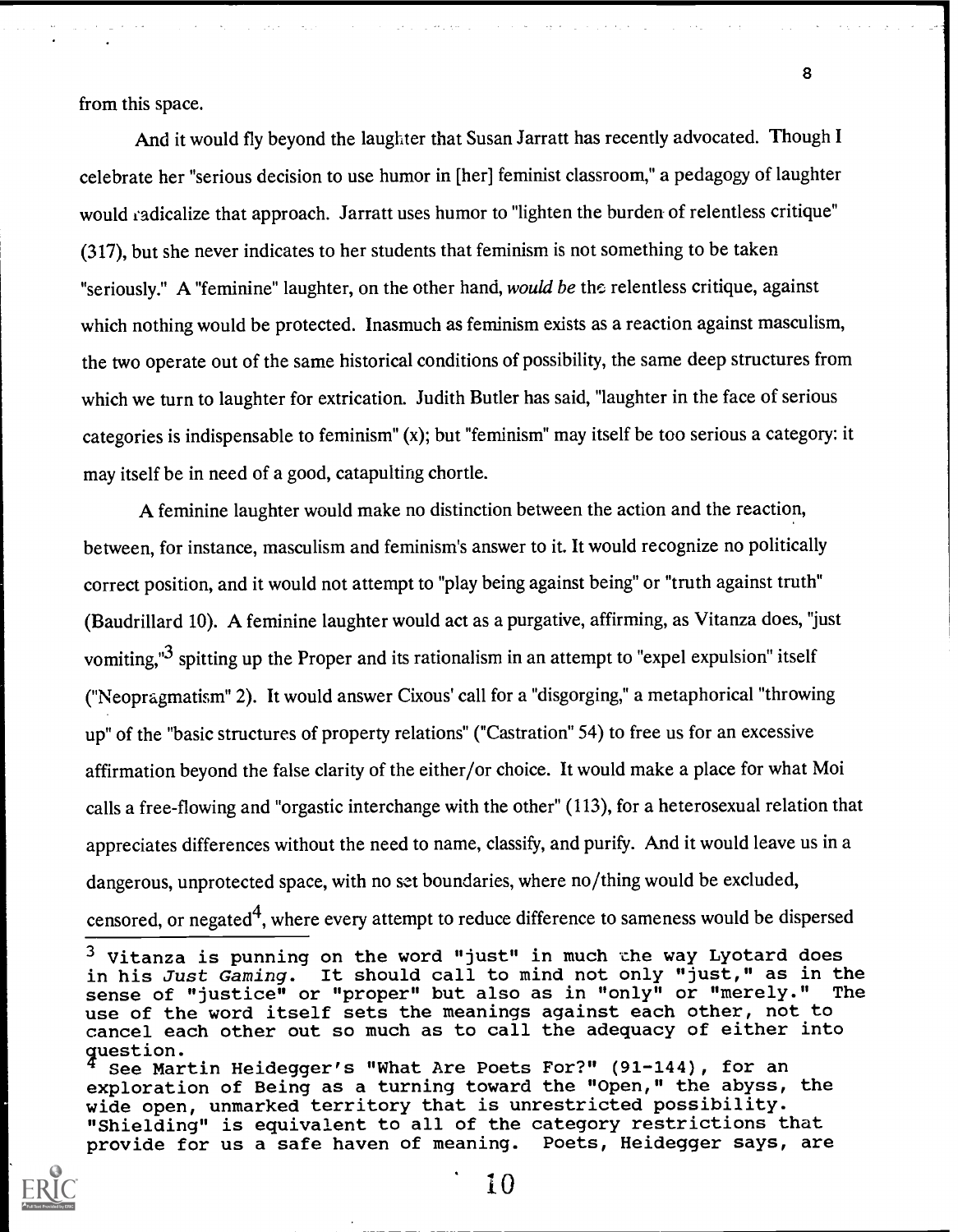from this space.

And it would fly beyond the laughter that Susan Jarratt has recently advocated. Though I celebrate her "serious decision to use humor in [her] feminist classroom," a pedagogy of laughter would radicalize that approach. Jarratt uses humor to "lighten the burden of relentless critique" (317), but she never indicates to her students that feminism is not something to be taken "seriously." A "feminine" laughter, on the other hand, *would be* the relentless critique, against which nothing would be protected. Inasmuch as feminism exists as a reaction against masculism, the two operate out of the same historical conditions of possibility, the same deep structures from which we turn to laughter for extrication. Judith Butler has said, "laughter in the face of serious categories is indispensable to feminism" (x); but "feminism" may itself be too serious a category: it may itself be in need of a good, catapulting chortle.

A feminine laughter would make no distinction between the action and the reaction, between, for instance, masculism and feminism's answer to it. It would recognize no politically correct position, and it would not attempt to "play being against being" or "truth against truth" (Baudrillard 10). A feminine laughter would act as a purgative, affirming, as Vitanza does, "just vomiting,"[3] spitting up the Proper and its rationalism in an attempt to "expel expulsion" itself ("Neopragmatism" 2). It would answer Cixous' call for a "disgorging," a metaphorical "throwing up" of the "basic structures of property relations" ("Castration" 54) to free us for an excessive affirmation beyond the false clarity of the either/or choice. It would make a place for what Moi calls a free-flowing and "orgastic interchange with the other" (113), for a heterosexual relation that appreciates differences without the need to name, classify, and purify. And it would leave us in a dangerous, unprotected space, with no set boundaries, where no/thing would be excluded, censored, or negated[4], where every attempt to reduce difference to sameness would be dispersed

---

[3] Vitanza is punning on the word "just" in much the way Lyotard does in his *Just Gaming*. It should call to mind not only "just," as in the sense of "justice" or "proper" but also as in "only" or "merely." The use of the word itself sets the meanings against each other, not to cancel each other out so much as to call the adequacy of either into question.

[4] See Martin Heidegger's "What Are Poets For?" (91-144), for an exploration of Being as a turning toward the "Open," the abyss, the wide open, unmarked territory that is unrestricted possibility. "Shielding" is equivalent to all of the category restrictions that provide for us a safe haven of meaning. Poets, Heidegger says, are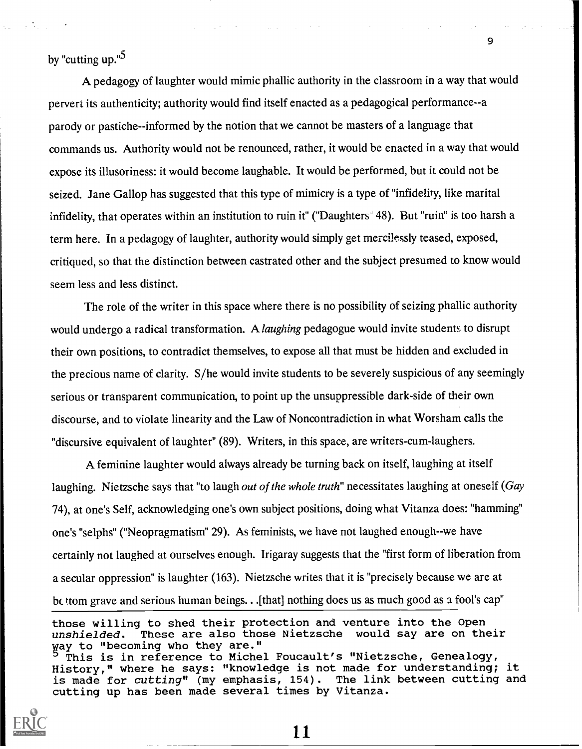by "cutting up."[5]

A pedagogy of laughter would mimic phallic authority in the classroom in a way that would pervert its authenticity; authority would find itself enacted as a pedagogical performance--a parody or pastiche--informed by the notion that we cannot be masters of a language that commands us. Authority would not be renounced, rather, it would be enacted in a way that would expose its illusoriness: it would become laughable. It would be performed, but it could not be seized. Jane Gallop has suggested that this type of mimicry is a type of "infidelity, like marital infidelity, that operates within an institution to ruin it" ("Daughters" 48). But "ruin" is too harsh a term here. In a pedagogy of laughter, authority would simply get mercilessly teased, exposed, critiqued, so that the distinction between castrated other and the subject presumed to know would seem less and less distinct.

The role of the writer in this space where there is no possibility of seizing phallic authority would undergo a radical transformation. A *laughing* pedagogue would invite students to disrupt their own positions, to contradict themselves, to expose all that must be hidden and excluded in the precious name of clarity. S/he would invite students to be severely suspicious of any seemingly serious or transparent communication, to point up the unsuppressible dark-side of their own discourse, and to violate linearity and the Law of Noncontradiction in what Worsham calls the "discursive equivalent of laughter" (89). Writers, in this space, are writers-cum-laughers.

A feminine laughter would always already be turning back on itself, laughing at itself laughing. Nietzsche says that "to laugh *out of the whole truth*" necessitates laughing at oneself (*Gay* 74), at one's Self, acknowledging one's own subject positions, doing what Vitanza does: "hamming" one's "selphs" ("Neopragmatism" 29). As feminists, we have not laughed enough--we have certainly not laughed at ourselves enough. Irigaray suggests that the "first form of liberation from a secular oppression" is laughter (163). Nietzsche writes that it is "precisely because we are at bottom grave and serious human beings. . .[that] nothing does us as much good as a fool's cap"

---

those willing to shed their protection and venture into the Open *unshielded*. These are also those Nietzsche would say are on their way to "becoming who they are."

[5] This is in reference to Michel Foucault's "Nietzsche, Genealogy, History," where he says: "knowledge is not made for understanding; it is made for *cutting*" (my emphasis, 154). The link between cutting and cutting up has been made several times by Vitanza.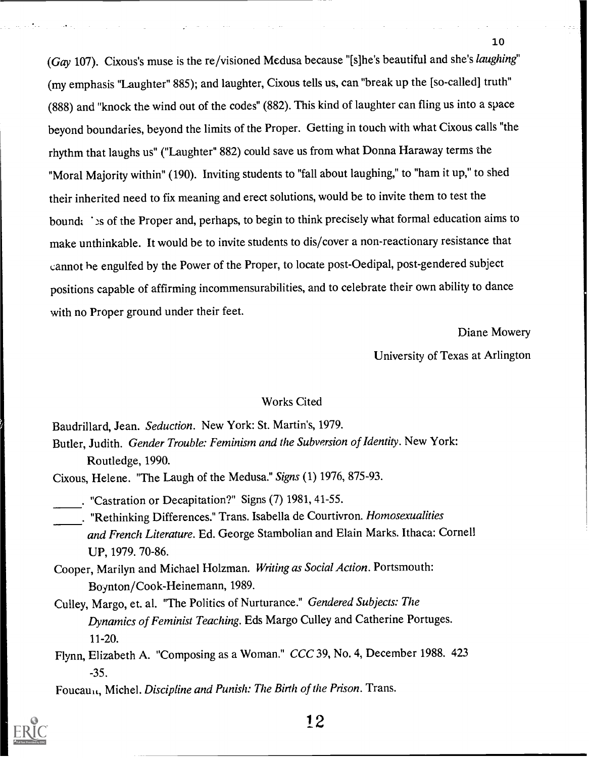(*Gay* 107). Cixous's muse is the re/visioned Medusa because "[s]he's beautiful and she's *laughing*" (my emphasis "Laughter" 885); and laughter, Cixous tells us, can "break up the [so-called] truth" (888) and "knock the wind out of the codes" (882). This kind of laughter can fling us into a space beyond boundaries, beyond the limits of the Proper. Getting in touch with what Cixous calls "the rhythm that laughs us" ("Laughter" 882) could save us from what Donna Haraway terms the "Moral Majority within" (190). Inviting students to "fall about laughing," to "ham it up," to shed their inherited need to fix meaning and erect solutions, would be to invite them to test the boundaries of the Proper and, perhaps, to begin to think precisely what formal education aims to make unthinkable. It would be to invite students to dis/cover a non-reactionary resistance that cannot be engulfed by the Power of the Proper, to locate post-Oedipal, post-gendered subject positions capable of affirming incommensurabilities, and to celebrate their own ability to dance with no Proper ground under their feet.

Diane Mowery

University of Texas at Arlington

## Works Cited

Baudrillard, Jean. *Seduction*. New York: St. Martin's, 1979.

Butler, Judith. *Gender Trouble: Feminism and the Subversion of Identity*. New York: Routledge, 1990.

Cixous, Helene. "The Laugh of the Medusa." *Signs* (1) 1976, 875-93.

_____. "Castration or Decapitation?" Signs (7) 1981, 41-55.

_____. "Rethinking Differences." Trans. Isabella de Courtivron. *Homosexualities and French Literature*. Ed. George Stambolian and Elain Marks. Ithaca: Cornell UP, 1979. 70-86.

Cooper, Marilyn and Michael Holzman. *Writing as Social Action*. Portsmouth: Boynton/Cook-Heinemann, 1989.

Culley, Margo, et. al. "The Politics of Nurturance." *Gendered Subjects: The Dynamics of Feminist Teaching*. Eds Margo Culley and Catherine Portuges. 11-20.

Flynn, Elizabeth A. "Composing as a Woman." *CCC* 39, No. 4, December 1988. 423 -35.

Foucault, Michel. *Discipline and Punish: The Birth of the Prison*. Trans.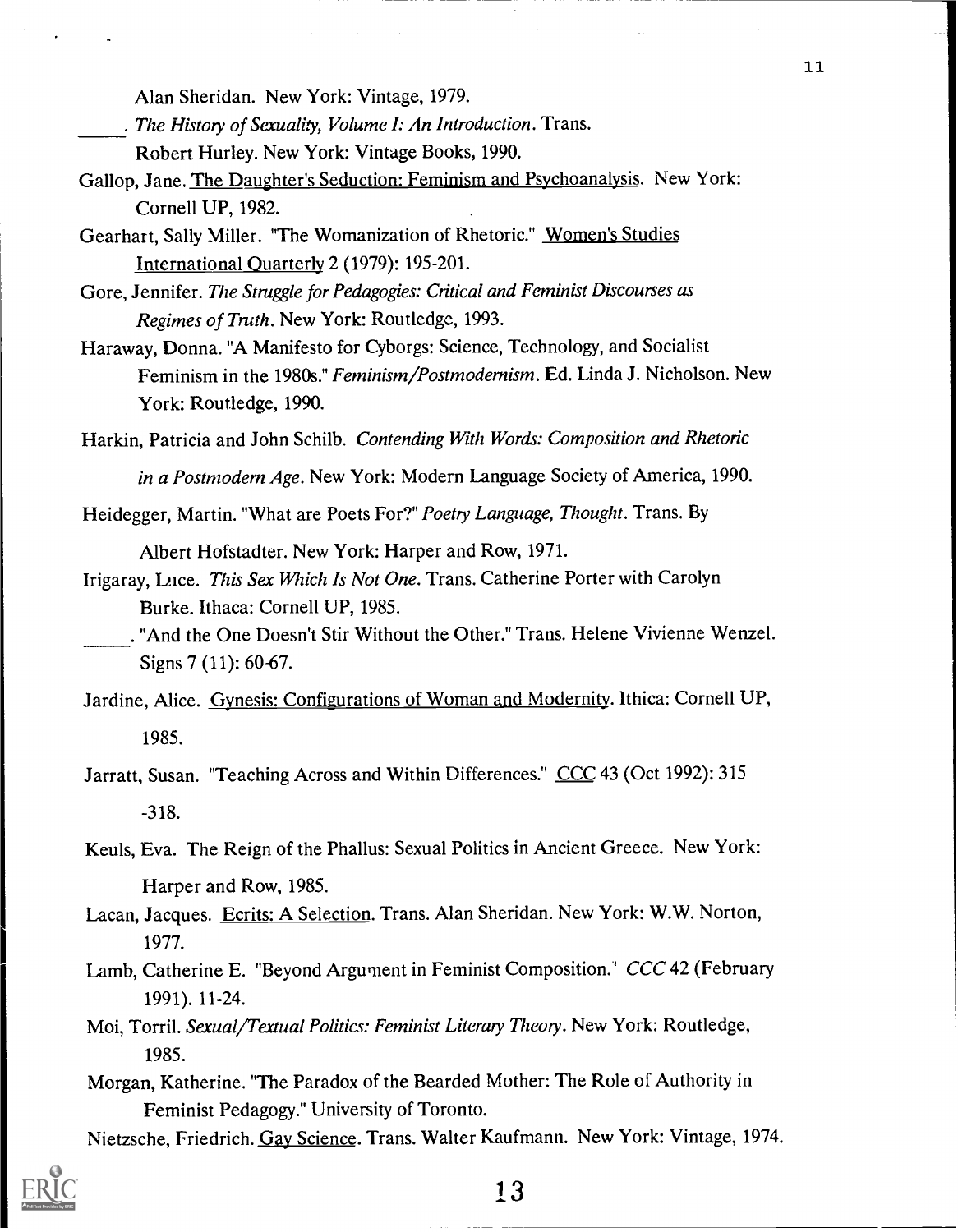Alan Sheridan. New York: Vintage, 1979.

_____. *The History of Sexuality, Volume I: An Introduction*. Trans. Robert Hurley. New York: Vintage Books, 1990.

Gallop, Jane. The Daughter's Seduction: Feminism and Psychoanalysis. New York: Cornell UP, 1982.

Gearhart, Sally Miller. "The Womanization of Rhetoric." Women's Studies International Quarterly 2 (1979): 195-201.

Gore, Jennifer. *The Struggle for Pedagogies: Critical and Feminist Discourses as Regimes of Truth*. New York: Routledge, 1993.

Haraway, Donna. "A Manifesto for Cyborgs: Science, Technology, and Socialist Feminism in the 1980s." *Feminism/Postmodernism*. Ed. Linda J. Nicholson. New York: Routledge, 1990.

Harkin, Patricia and John Schilb. *Contending With Words: Composition and Rhetoric in a Postmodern Age*. New York: Modern Language Society of America, 1990.

Heidegger, Martin. "What are Poets For?" *Poetry Language, Thought*. Trans. By Albert Hofstadter. New York: Harper and Row, 1971.

Irigaray, Luce. *This Sex Which Is Not One*. Trans. Catherine Porter with Carolyn Burke. Ithaca: Cornell UP, 1985.

_____. "And the One Doesn't Stir Without the Other." Trans. Helene Vivienne Wenzel. Signs 7 (11): 60-67.

Jardine, Alice. Gynesis: Configurations of Woman and Modernity. Ithica: Cornell UP, 1985.

Jarratt, Susan. "Teaching Across and Within Differences." CCC 43 (Oct 1992): 315 -318.

Keuls, Eva. The Reign of the Phallus: Sexual Politics in Ancient Greece. New York: Harper and Row, 1985.

Lacan, Jacques. Ecrits: A Selection. Trans. Alan Sheridan. New York: W.W. Norton, 1977.

Lamb, Catherine E. "Beyond Argument in Feminist Composition." *CCC* 42 (February 1991). 11-24.

Moi, Torril. *Sexual/Textual Politics: Feminist Literary Theory*. New York: Routledge, 1985.

Morgan, Katherine. "The Paradox of the Bearded Mother: The Role of Authority in Feminist Pedagogy." University of Toronto.

Nietzsche, Friedrich. Gay Science. Trans. Walter Kaufmann. New York: Vintage, 1974.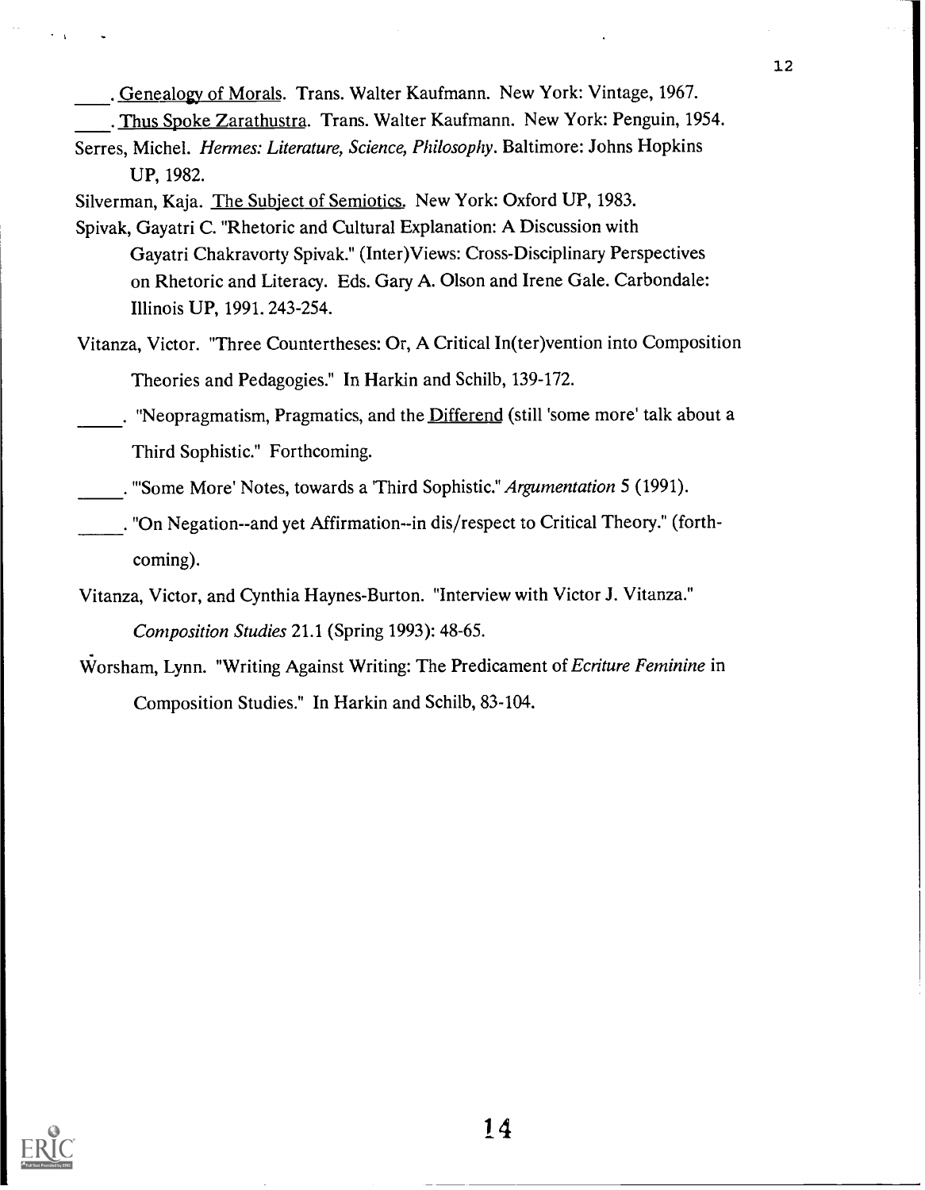\_\_\_\_. Genealogy of Morals. Trans. Walter Kaufmann. New York: Vintage, 1967.

\_\_\_\_. Thus Spoke Zarathustra. Trans. Walter Kaufmann. New York: Penguin, 1954.

Serres, Michel. *Hermes: Literature, Science, Philosophy*. Baltimore: Johns Hopkins UP, 1982.

Silverman, Kaja. The Subject of Semiotics. New York: Oxford UP, 1983.

Spivak, Gayatri C. "Rhetoric and Cultural Explanation: A Discussion with Gayatri Chakravorty Spivak." (Inter)Views: Cross-Disciplinary Perspectives on Rhetoric and Literacy. Eds. Gary A. Olson and Irene Gale. Carbondale: Illinois UP, 1991. 243-254.

Vitanza, Victor. "Three Countertheses: Or, A Critical In(ter)vention into Composition Theories and Pedagogies." In Harkin and Schilb, 139-172.

\_\_\_\_\_. "Neopragmatism, Pragmatics, and the Differend (still 'some more' talk about a Third Sophistic." Forthcoming.

\_\_\_\_\_. "'Some More' Notes, towards a 'Third Sophistic." *Argumentation* 5 (1991).

\_\_\_\_\_. "On Negation--and yet Affirmation--in dis/respect to Critical Theory." (forthcoming).

Vitanza, Victor, and Cynthia Haynes-Burton. "Interview with Victor J. Vitanza." *Composition Studies* 21.1 (Spring 1993): 48-65.

Worsham, Lynn. "Writing Against Writing: The Predicament of *Ecriture Feminine* in Composition Studies." In Harkin and Schilb, 83-104.